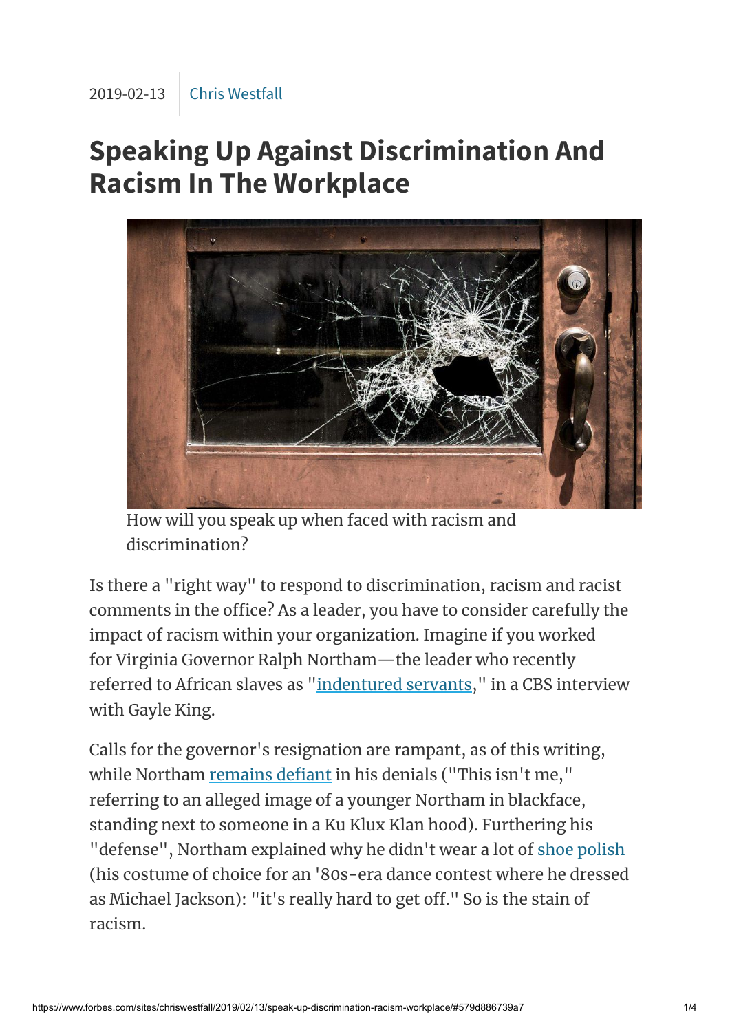2019-02-13 | Chris Westfall

# Speaking Up Against Discrimination And Racism In The Workplace

How will you speak up when faced with racism and discrimination?

Is there a "right way" to respond to discrimination, racism and racist comments in the office? As a leader, you have to consider carefully the impact of racism within your organization. Imagine if you worked for Virginia Governor Ralph Northam—the leader who recently referred to African slaves as "indentured servants," in a CBS interview with Gayle King.

Calls for the governor's resignation are rampant, as of this writing, while Northam remains defiant in his denials ("This isn't me," referring to an alleged image of a younger Northam in blackface, standing next to someone in a Ku Klux Klan hood). Furthering his "defense", Northam explained why he didn't wear a lot of shoe polish (his costume of choice for an '80s-era dance contest where he dressed as Michael Jackson): "it's really hard to get off." So is the stain of racism.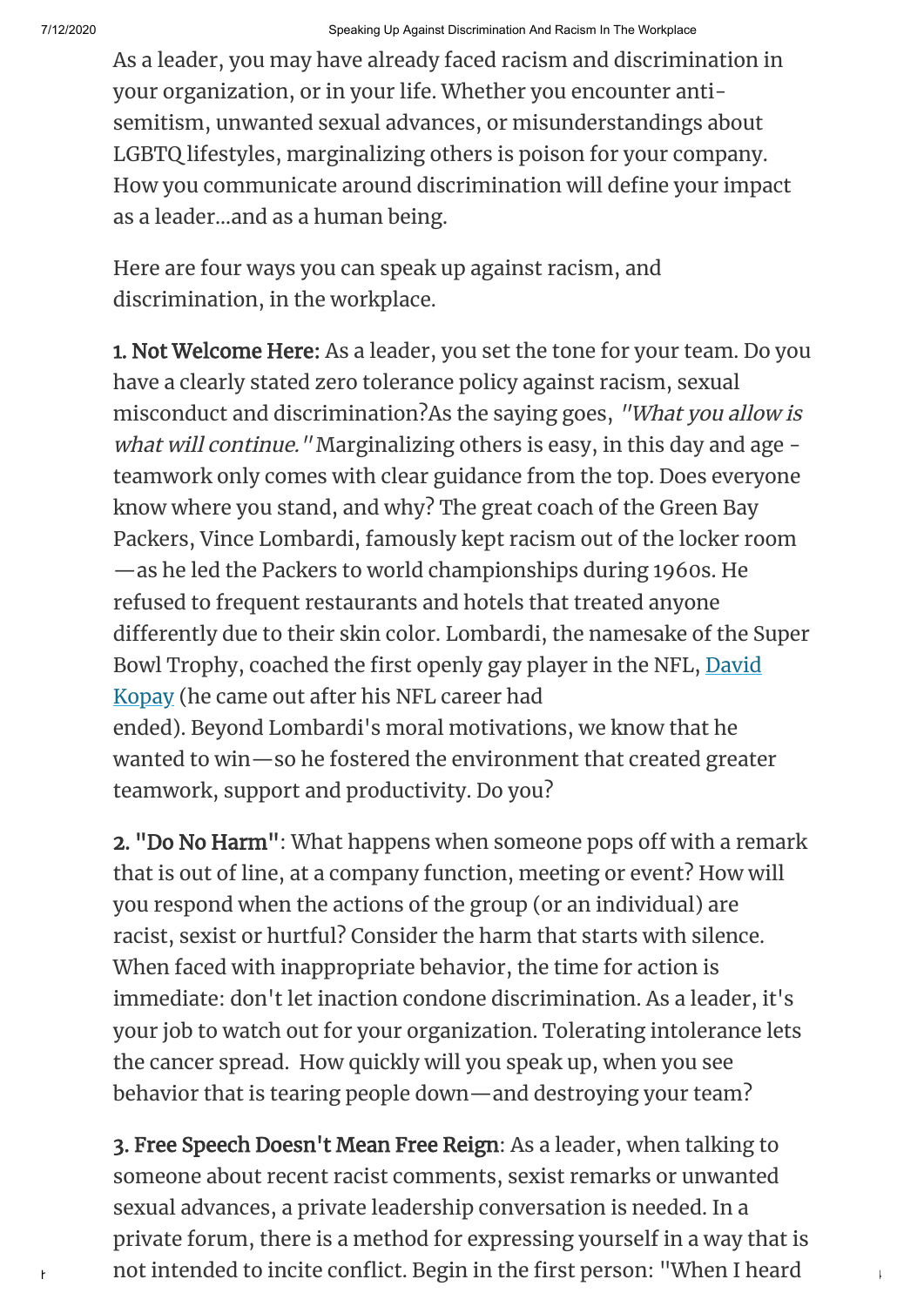As a leader, you may have already faced racism and discrimination in your organization, or in your life. Whether you encounter anti-semitism, unwanted sexual advances, or misunderstandings about LGBTQ lifestyles, marginalizing others is poison for your company. How you communicate around discrimination will define your impact as a leader...and as a human being.

Here are four ways you can speak up against racism, and discrimination, in the workplace.

**1. Not Welcome Here:** As a leader, you set the tone for your team. Do you have a clearly stated zero tolerance policy against racism, sexual misconduct and discrimination?As the saying goes, *"What you allow is what will continue."* Marginalizing others is easy, in this day and age - teamwork only comes with clear guidance from the top. Does everyone know where you stand, and why? The great coach of the Green Bay Packers, Vince Lombardi, famously kept racism out of the locker room —as he led the Packers to world championships during 1960s. He refused to frequent restaurants and hotels that treated anyone differently due to their skin color. Lombardi, the namesake of the Super Bowl Trophy, coached the first openly gay player in the NFL, David Kopay (he came out after his NFL career had ended). Beyond Lombardi's moral motivations, we know that he wanted to win—so he fostered the environment that created greater teamwork, support and productivity. Do you?

**2. "Do No Harm"**: What happens when someone pops off with a remark that is out of line, at a company function, meeting or event? How will you respond when the actions of the group (or an individual) are racist, sexist or hurtful? Consider the harm that starts with silence. When faced with inappropriate behavior, the time for action is immediate: don't let inaction condone discrimination. As a leader, it's your job to watch out for your organization. Tolerating intolerance lets the cancer spread. How quickly will you speak up, when you see behavior that is tearing people down—and destroying your team?

**3. Free Speech Doesn't Mean Free Reign**: As a leader, when talking to someone about recent racist comments, sexist remarks or unwanted sexual advances, a private leadership conversation is needed. In a private forum, there is a method for expressing yourself in a way that is not intended to incite conflict. Begin in the first person: "When I heard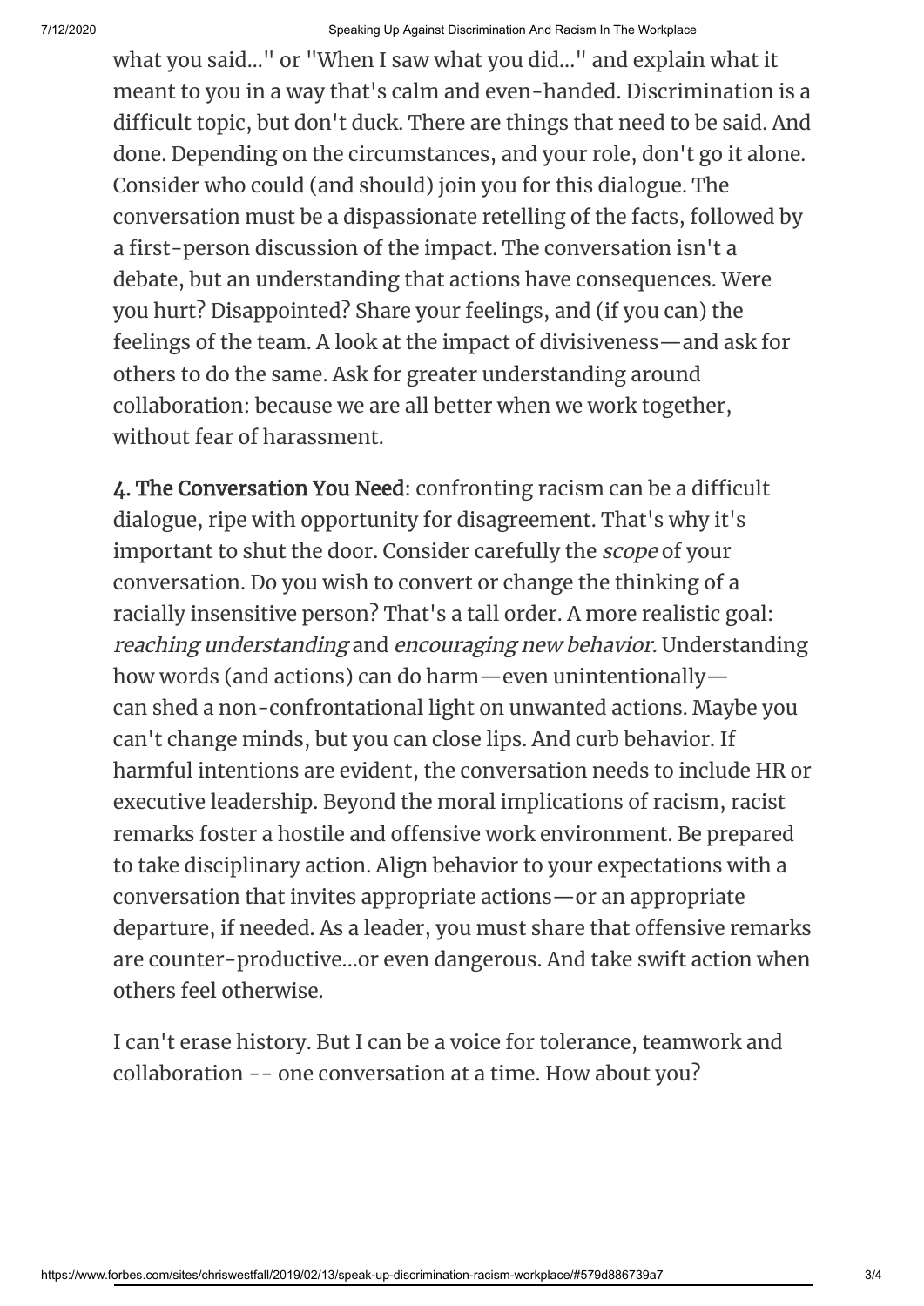what you said..." or "When I saw what you did..." and explain what it meant to you in a way that's calm and even-handed. Discrimination is a difficult topic, but don't duck. There are things that need to be said. And done. Depending on the circumstances, and your role, don't go it alone. Consider who could (and should) join you for this dialogue. The conversation must be a dispassionate retelling of the facts, followed by a first-person discussion of the impact. The conversation isn't a debate, but an understanding that actions have consequences. Were you hurt? Disappointed? Share your feelings, and (if you can) the feelings of the team. A look at the impact of divisiveness—and ask for others to do the same. Ask for greater understanding around collaboration: because we are all better when we work together, without fear of harassment.

**4. The Conversation You Need**: confronting racism can be a difficult dialogue, ripe with opportunity for disagreement. That's why it's important to shut the door. Consider carefully the *scope* of your conversation. Do you wish to convert or change the thinking of a racially insensitive person? That's a tall order. A more realistic goal: *reaching understanding* and *encouraging new behavior.* Understanding how words (and actions) can do harm—even unintentionally—can shed a non-confrontational light on unwanted actions. Maybe you can't change minds, but you can close lips. And curb behavior. If harmful intentions are evident, the conversation needs to include HR or executive leadership. Beyond the moral implications of racism, racist remarks foster a hostile and offensive work environment. Be prepared to take disciplinary action. Align behavior to your expectations with a conversation that invites appropriate actions—or an appropriate departure, if needed. As a leader, you must share that offensive remarks are counter-productive...or even dangerous. And take swift action when others feel otherwise.

I can't erase history. But I can be a voice for tolerance, teamwork and collaboration -- one conversation at a time. How about you?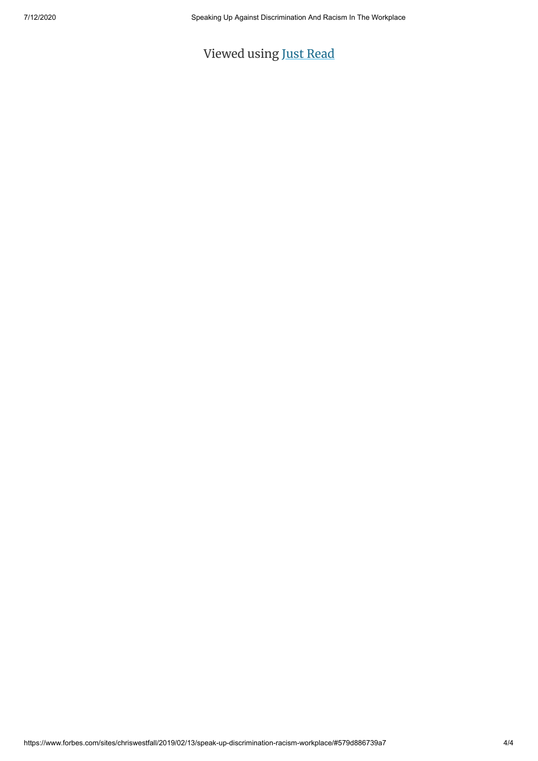Viewed using [Just Read](Just Read)